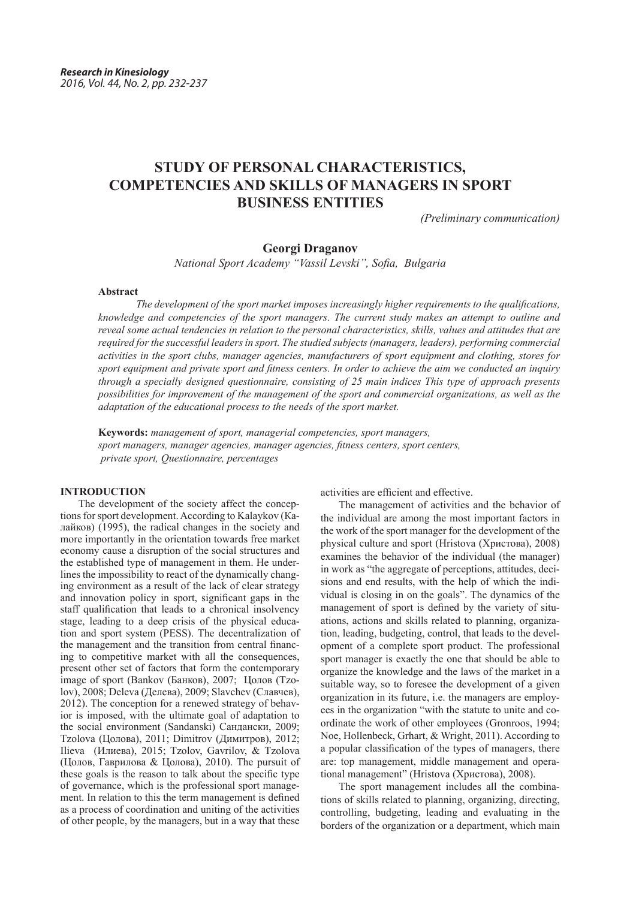# STUDY OF PERSONAL CHARACTERISTICS, COMPETENCIES AND SKILLS OF MANAGERS IN SPORT BUSINESS ENTITIES

*(Preliminary communication)*

**Georgi Draganov**

*National Sport Academy "Vassil Levski", Sofia, Bulgaria*

**Abstract**

*The development of the sport market imposes increasingly higher requirements to the qualifications, knowledge and competencies of the sport managers. The current study makes an attempt to outline and reveal some actual tendencies in relation to the personal characteristics, skills, values and attitudes that are required for the successful leaders in sport. The studied subjects (managers, leaders), performing commercial activities in the sport clubs, manager agencies, manufacturers of sport equipment and clothing, stores for sport equipment and private sport and fitness centers. In order to achieve the aim we conducted an inquiry through a specially designed questionnaire, consisting of 25 main indices This type of approach presents possibilities for improvement of the management of the sport and commercial organizations, as well as the adaptation of the educational process to the needs of the sport market.*

**Keywords:** *management of sport, managerial competencies, sport managers, sport managers, manager agencies, manager agencies, fitness centers, sport centers, private sport, Questionnaire, percentages*

## INTRODUCTION

The development of the society affect the conceptions for sport development. According to Kalaykov (Калайков) (1995), the radical changes in the society and more importantly in the orientation towards free market economy cause a disruption of the social structures and the established type of management in them. He underlines the impossibility to react of the dynamically changing environment as a result of the lack of clear strategy and innovation policy in sport, significant gaps in the staff qualification that leads to a chronical insolvency stage, leading to a deep crisis of the physical education and sport system (PESS). The decentralization of the management and the transition from central financing to competitive market with all the consequences, present other set of factors that form the contemporary image of sport (Bankov (Банков), 2007; Цолов (Tzolov), 2008; Deleva (Делева), 2009; Slavchev (Славчев), 2012). The conception for a renewed strategy of behavior is imposed, with the ultimate goal of adaptation to the social environment (Sandanski) Сандански, 2009; Tzolova (Цолова), 2011; Dimitrov (Димитров), 2012; Ilieva (Илиева), 2015; Tzolov, Gavrilov, & Tzolova (Цолов, Гаврилова & Цолова), 2010). The pursuit of these goals is the reason to talk about the specific type of governance, which is the professional sport management. In relation to this the term management is defined as a process of coordination and uniting of the activities of other people, by the managers, but in a way that these activities are efficient and effective.

The management of activities and the behavior of the individual are among the most important factors in the work of the sport manager for the development of the physical culture and sport (Hristova (Христова), 2008) examines the behavior of the individual (the manager) in work as "the aggregate of perceptions, attitudes, decisions and end results, with the help of which the individual is closing in on the goals". The dynamics of the management of sport is defined by the variety of situations, actions and skills related to planning, organization, leading, budgeting, control, that leads to the development of a complete sport product. The professional sport manager is exactly the one that should be able to organize the knowledge and the laws of the market in a suitable way, so to foresee the development of a given organization in its future, i.e. the managers are employees in the organization "with the statute to unite and coordinate the work of other employees (Gronroos, 1994; Noe, Hollenbeck, Grhart, & Wright, 2011). According to a popular classification of the types of managers, there are: top management, middle management and operational management" (Hristova (Христова), 2008).

The sport management includes all the combinations of skills related to planning, organizing, directing, controlling, budgeting, leading and evaluating in the borders of the organization or a department, which main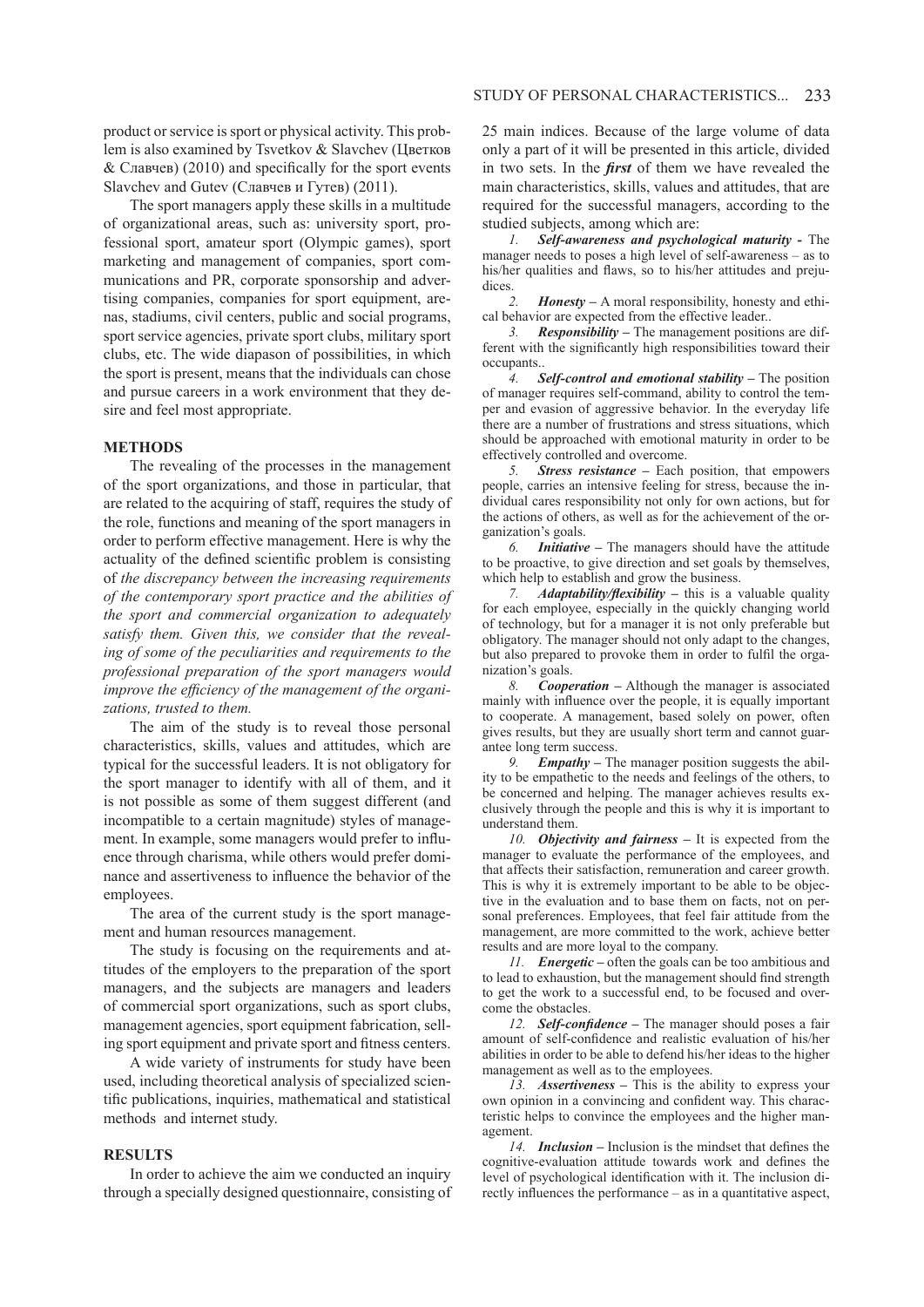product or service is sport or physical activity. This problem is also examined by Tsvetkov & Slavchev (Цветков & Славчев) (2010) and specifically for the sport events Slavchev and Gutev (Славчев и Гутев) (2011).

The sport managers apply these skills in a multitude of organizational areas, such as: university sport, professional sport, amateur sport (Olympic games), sport marketing and management of companies, sport communications and PR, corporate sponsorship and advertising companies, companies for sport equipment, arenas, stadiums, civil centers, public and social programs, sport service agencies, private sport clubs, military sport clubs, etc. The wide diapason of possibilities, in which the sport is present, means that the individuals can chose and pursue careers in a work environment that they desire and feel most appropriate.

## METHODS

The revealing of the processes in the management of the sport organizations, and those in particular, that are related to the acquiring of staff, requires the study of the role, functions and meaning of the sport managers in order to perform effective management. Here is why the actuality of the defined scientific problem is consisting of *the discrepancy between the increasing requirements of the contemporary sport practice and the abilities of the sport and commercial organization to adequately satisfy them. Given this, we consider that the revealing of some of the peculiarities and requirements to the professional preparation of the sport managers would improve the efficiency of the management of the organizations, trusted to them.*

The aim of the study is to reveal those personal characteristics, skills, values and attitudes, which are typical for the successful leaders. It is not obligatory for the sport manager to identify with all of them, and it is not possible as some of them suggest different (and incompatible to a certain magnitude) styles of management. In example, some managers would prefer to influence through charisma, while others would prefer dominance and assertiveness to influence the behavior of the employees.

The area of the current study is the sport management and human resources management.

The study is focusing on the requirements and attitudes of the employers to the preparation of the sport managers, and the subjects are managers and leaders of commercial sport organizations, such as sport clubs, management agencies, sport equipment fabrication, selling sport equipment and private sport and fitness centers.

A wide variety of instruments for study have been used, including theoretical analysis of specialized scientific publications, inquiries, mathematical and statistical methods and internet study.

## RESULTS

In order to achieve the aim we conducted an inquiry through a specially designed questionnaire, consisting of 25 main indices. Because of the large volume of data only a part of it will be presented in this article, divided in two sets. In the ***first*** of them we have revealed the main characteristics, skills, values and attitudes, that are required for the successful managers, according to the studied subjects, among which are:

1. ***Self-awareness and psychological maturity -*** The manager needs to poses a high level of self-awareness – as to his/her qualities and flaws, so to his/her attitudes and prejudices.
2. ***Honesty –*** A moral responsibility, honesty and ethical behavior are expected from the effective leader..
3. ***Responsibility –*** The management positions are different with the significantly high responsibilities toward their occupants..
4. ***Self-control and emotional stability –*** The position of manager requires self-command, ability to control the temper and evasion of aggressive behavior. In the everyday life there are a number of frustrations and stress situations, which should be approached with emotional maturity in order to be effectively controlled and overcome.
5. ***Stress resistance –*** Each position, that empowers people, carries an intensive feeling for stress, because the individual cares responsibility not only for own actions, but for the actions of others, as well as for the achievement of the organization's goals.
6. ***Initiative –*** The managers should have the attitude to be proactive, to give direction and set goals by themselves, which help to establish and grow the business.
7. ***Adaptability/flexibility –*** this is a valuable quality for each employee, especially in the quickly changing world of technology, but for a manager it is not only preferable but obligatory. The manager should not only adapt to the changes, but also prepared to provoke them in order to fulfil the organization's goals.
8. ***Cooperation –*** Although the manager is associated mainly with influence over the people, it is equally important to cooperate. A management, based solely on power, often gives results, but they are usually short term and cannot guarantee long term success.
9. ***Empathy –*** The manager position suggests the ability to be empathetic to the needs and feelings of the others, to be concerned and helping. The manager achieves results exclusively through the people and this is why it is important to understand them.
10. ***Objectivity and fairness –*** It is expected from the manager to evaluate the performance of the employees, and that affects their satisfaction, remuneration and career growth. This is why it is extremely important to be able to be objective in the evaluation and to base them on facts, not on personal preferences. Employees, that feel fair attitude from the management, are more committed to the work, achieve better results and are more loyal to the company.
11. ***Energetic –*** often the goals can be too ambitious and to lead to exhaustion, but the management should find strength to get the work to a successful end, to be focused and overcome the obstacles.
12. ***Self-confidence –*** The manager should poses a fair amount of self-confidence and realistic evaluation of his/her abilities in order to be able to defend his/her ideas to the higher management as well as to the employees.
13. ***Assertiveness –*** This is the ability to express your own opinion in a convincing and confident way. This characteristic helps to convince the employees and the higher management.
14. ***Inclusion –*** Inclusion is the mindset that defines the cognitive-evaluation attitude towards work and defines the level of psychological identification with it. The inclusion directly influences the performance – as in a quantitative aspect,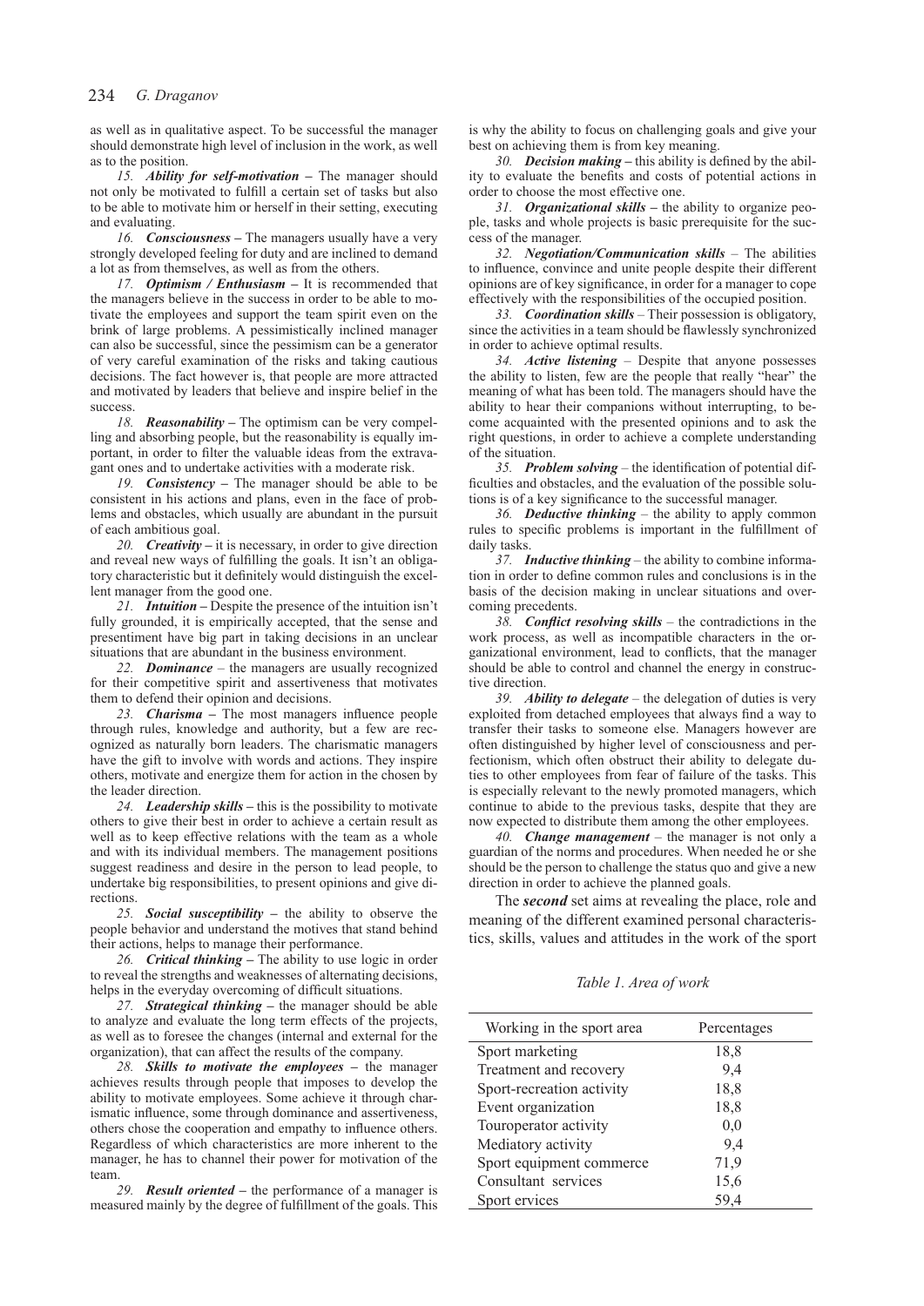as well as in qualitative aspect. To be successful the manager should demonstrate high level of inclusion in the work, as well as to the position.

*15. **Ability for self-motivation*** – The manager should not only be motivated to fulfill a certain set of tasks but also to be able to motivate him or herself in their setting, executing and evaluating.

*16. **Consciousness*** – The managers usually have a very strongly developed feeling for duty and are inclined to demand a lot as from themselves, as well as from the others.

*17. **Optimism / Enthusiasm*** – It is recommended that the managers believe in the success in order to be able to motivate the employees and support the team spirit even on the brink of large problems. A pessimistically inclined manager can also be successful, since the pessimism can be a generator of very careful examination of the risks and taking cautious decisions. The fact however is, that people are more attracted and motivated by leaders that believe and inspire belief in the success.

*18. **Reasonability*** – The optimism can be very compelling and absorbing people, but the reasonability is equally important, in order to filter the valuable ideas from the extravagant ones and to undertake activities with a moderate risk.

*19. **Consistency*** – The manager should be able to be consistent in his actions and plans, even in the face of problems and obstacles, which usually are abundant in the pursuit of each ambitious goal.

*20. **Creativity*** – it is necessary, in order to give direction and reveal new ways of fulfilling the goals. It isn't an obligatory characteristic but it definitely would distinguish the excellent manager from the good one.

*21. **Intuition*** – Despite the presence of the intuition isn't fully grounded, it is empirically accepted, that the sense and presentiment have big part in taking decisions in an unclear situations that are abundant in the business environment.

*22. **Dominance*** – the managers are usually recognized for their competitive spirit and assertiveness that motivates them to defend their opinion and decisions.

*23. **Charisma*** – The most managers influence people through rules, knowledge and authority, but a few are recognized as naturally born leaders. The charismatic managers have the gift to involve with words and actions. They inspire others, motivate and energize them for action in the chosen by the leader direction.

*24. **Leadership skills*** – this is the possibility to motivate others to give their best in order to achieve a certain result as well as to keep effective relations with the team as a whole and with its individual members. The management positions suggest readiness and desire in the person to lead people, to undertake big responsibilities, to present opinions and give directions.

*25. **Social susceptibility*** – the ability to observe the people behavior and understand the motives that stand behind their actions, helps to manage their performance.

*26. **Critical thinking*** – The ability to use logic in order to reveal the strengths and weaknesses of alternating decisions, helps in the everyday overcoming of difficult situations.

*27. **Strategical thinking*** – the manager should be able to analyze and evaluate the long term effects of the projects, as well as to foresee the changes (internal and external for the organization), that can affect the results of the company.

*28. **Skills to motivate the employees*** – the manager achieves results through people that imposes to develop the ability to motivate employees. Some achieve it through charismatic influence, some through dominance and assertiveness, others chose the cooperation and empathy to influence others. Regardless of which characteristics are more inherent to the manager, he has to channel their power for motivation of the team.

*29. **Result oriented*** – the performance of a manager is measured mainly by the degree of fulfillment of the goals. This is why the ability to focus on challenging goals and give your best on achieving them is from key meaning.

*30. **Decision making*** – this ability is defined by the ability to evaluate the benefits and costs of potential actions in order to choose the most effective one.

*31. **Organizational skills*** – the ability to organize people, tasks and whole projects is basic prerequisite for the success of the manager.

*32. **Negotiation/Communication skills*** – The abilities to influence, convince and unite people despite their different opinions are of key significance, in order for a manager to cope effectively with the responsibilities of the occupied position.

*33. **Coordination skills*** – Their possession is obligatory, since the activities in a team should be flawlessly synchronized in order to achieve optimal results.

*34. **Active listening*** – Despite that anyone possesses the ability to listen, few are the people that really "hear" the meaning of what has been told. The managers should have the ability to hear their companions without interrupting, to become acquainted with the presented opinions and to ask the right questions, in order to achieve a complete understanding of the situation.

*35. **Problem solving*** – the identification of potential difficulties and obstacles, and the evaluation of the possible solutions is of a key significance to the successful manager.

*36. **Deductive thinking*** – the ability to apply common rules to specific problems is important in the fulfillment of daily tasks.

*37. **Inductive thinking*** – the ability to combine information in order to define common rules and conclusions is in the basis of the decision making in unclear situations and overcoming precedents.

*38. **Conflict resolving skills*** – the contradictions in the work process, as well as incompatible characters in the organizational environment, lead to conflicts, that the manager should be able to control and channel the energy in constructive direction.

*39. **Ability to delegate*** – the delegation of duties is very exploited from detached employees that always find a way to transfer their tasks to someone else. Managers however are often distinguished by higher level of consciousness and perfectionism, which often obstruct their ability to delegate duties to other employees from fear of failure of the tasks. This is especially relevant to the newly promoted managers, which continue to abide to the previous tasks, despite that they are now expected to distribute them among the other employees.

*40. **Change management*** – the manager is not only a guardian of the norms and procedures. When needed he or she should be the person to challenge the status quo and give a new direction in order to achieve the planned goals.

The ***second*** set aims at revealing the place, role and meaning of the different examined personal characteristics, skills, values and attitudes in the work of the sport

*Table 1. Area of work*

| Working in the sport area | Percentages |
|---|---|
| Sport marketing | 18,8 |
| Treatment and recovery | 9,4 |
| Sport-recreation activity | 18,8 |
| Event organization | 18,8 |
| Touroperator activity | 0,0 |
| Mediatory activity | 9,4 |
| Sport equipment commerce | 71,9 |
| Consultant services | 15,6 |
| Sport ervices | 59,4 |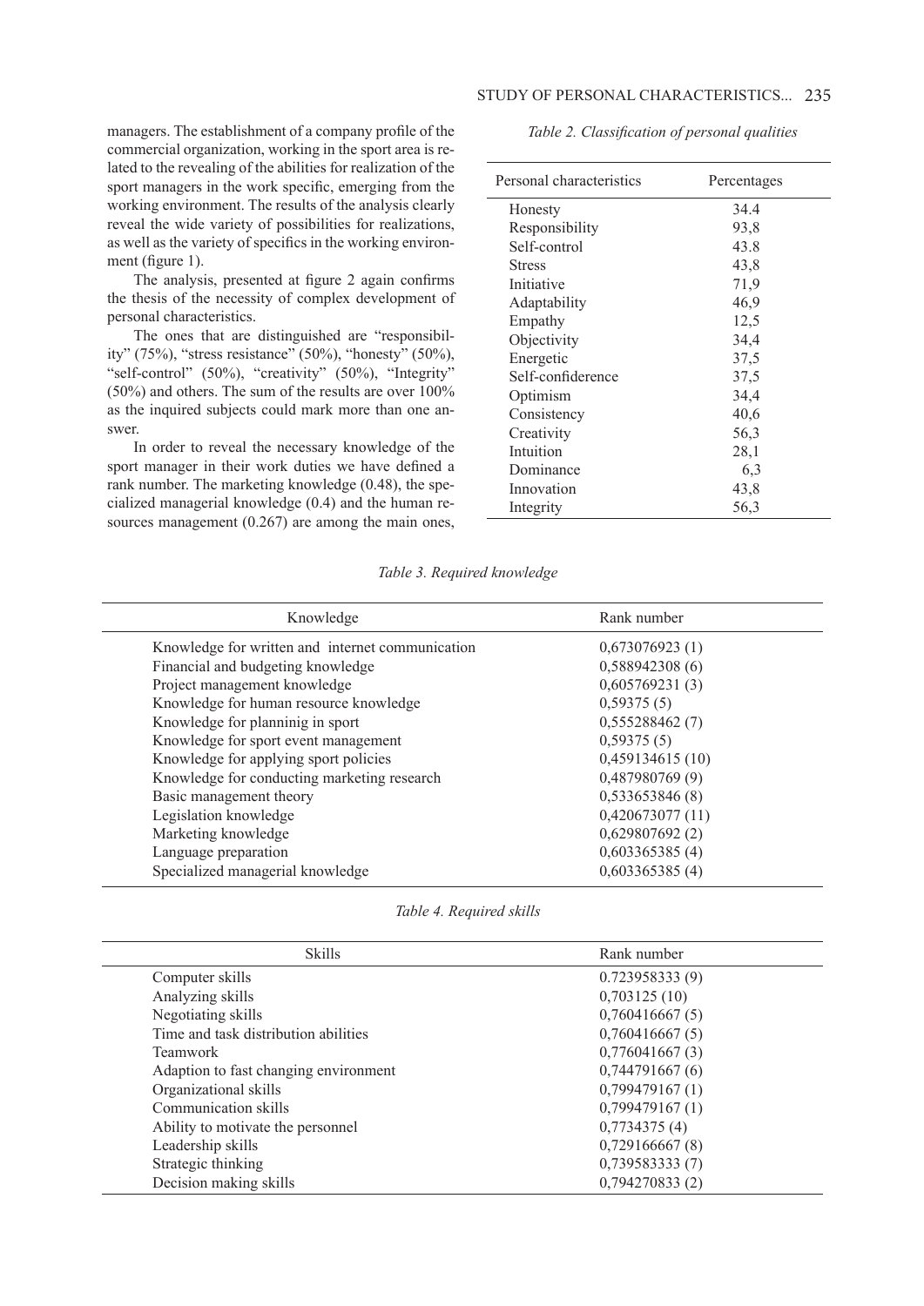managers. The establishment of a company profile of the commercial organization, working in the sport area is related to the revealing of the abilities for realization of the sport managers in the work specific, emerging from the working environment. The results of the analysis clearly reveal the wide variety of possibilities for realizations, as well as the variety of specifics in the working environment (figure 1).

The analysis, presented at figure 2 again confirms the thesis of the necessity of complex development of personal characteristics.

The ones that are distinguished are "responsibility" (75%), "stress resistance" (50%), "honesty" (50%), "self-control" (50%), "creativity" (50%), "Integrity" (50%) and others. The sum of the results are over 100% as the inquired subjects could mark more than one answer.

In order to reveal the necessary knowledge of the sport manager in their work duties we have defined a rank number. The marketing knowledge (0.48), the specialized managerial knowledge (0.4) and the human resources management (0.267) are among the main ones,

*Table 2. Classification of personal qualities*

| Personal characteristics | Percentages |
|---|---|
| Honesty | 34.4 |
| Responsibility | 93,8 |
| Self-control | 43.8 |
| Stress | 43,8 |
| Initiative | 71,9 |
| Adaptability | 46,9 |
| Empathy | 12,5 |
| Objectivity | 34,4 |
| Energetic | 37,5 |
| Self-confiderence | 37,5 |
| Optimism | 34,4 |
| Consistency | 40,6 |
| Creativity | 56,3 |
| Intuition | 28,1 |
| Dominance | 6,3 |
| Innovation | 43,8 |
| Integrity | 56,3 |

*Table 3. Required knowledge*

| Knowledge | Rank number |
|---|---|
| Knowledge for written and internet communication | 0,673076923 (1) |
| Financial and budgeting knowledge | 0,588942308 (6) |
| Project management knowledge | 0,605769231 (3) |
| Knowledge for human resource knowledge | 0,59375 (5) |
| Knowledge for planninig in sport | 0,555288462 (7) |
| Knowledge for sport event management | 0,59375 (5) |
| Knowledge for applying sport policies | 0,459134615 (10) |
| Knowledge for conducting marketing research | 0,487980769 (9) |
| Basic management theory | 0,533653846 (8) |
| Legislation knowledge | 0,420673077 (11) |
| Marketing knowledge | 0,629807692 (2) |
| Language preparation | 0,603365385 (4) |
| Specialized managerial knowledge | 0,603365385 (4) |

*Table 4. Required skills*

| Skills | Rank number |
|---|---|
| Computer skills | 0.723958333 (9) |
| Analyzing skills | 0,703125 (10) |
| Negotiating skills | 0,760416667 (5) |
| Time and task distribution abilities | 0,760416667 (5) |
| Teamwork | 0,776041667 (3) |
| Adaption to fast changing environment | 0,744791667 (6) |
| Organizational skills | 0,799479167 (1) |
| Communication skills | 0,799479167 (1) |
| Ability to motivate the personnel | 0,7734375 (4) |
| Leadership skills | 0,729166667 (8) |
| Strategic thinking | 0,739583333 (7) |
| Decision making skills | 0,794270833 (2) |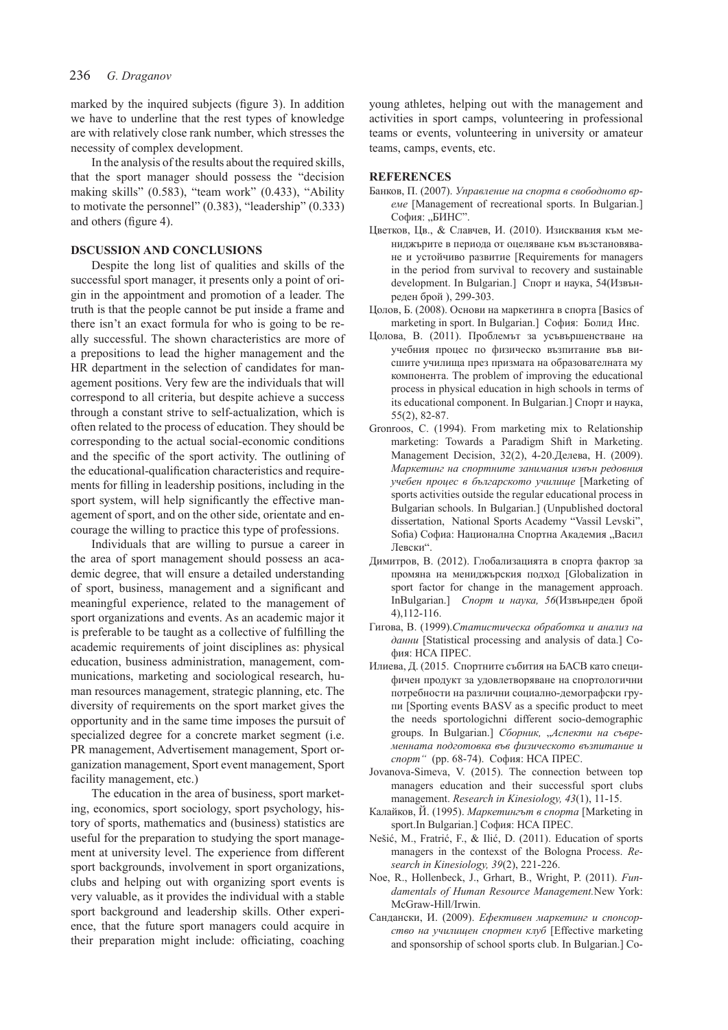marked by the inquired subjects (figure 3). In addition we have to underline that the rest types of knowledge are with relatively close rank number, which stresses the necessity of complex development.

In the analysis of the results about the required skills, that the sport manager should possess the "decision making skills" (0.583), "team work" (0.433), "Ability to motivate the personnel" (0.383), "leadership" (0.333) and others (figure 4).

## DSCUSSION AND CONCLUSIONS

Despite the long list of qualities and skills of the successful sport manager, it presents only a point of origin in the appointment and promotion of a leader. The truth is that the people cannot be put inside a frame and there isn't an exact formula for who is going to be really successful. The shown characteristics are more of a prepositions to lead the higher management and the HR department in the selection of candidates for management positions. Very few are the individuals that will correspond to all criteria, but despite achieve a success through a constant strive to self-actualization, which is often related to the process of education. They should be corresponding to the actual social-economic conditions and the specific of the sport activity. The outlining of the educational-qualification characteristics and requirements for filling in leadership positions, including in the sport system, will help significantly the effective management of sport, and on the other side, orientate and encourage the willing to practice this type of professions.

Individuals that are willing to pursue a career in the area of sport management should possess an academic degree, that will ensure a detailed understanding of sport, business, management and a significant and meaningful experience, related to the management of sport organizations and events. As an academic major it is preferable to be taught as a collective of fulfilling the academic requirements of joint disciplines as: physical education, business administration, management, communications, marketing and sociological research, human resources management, strategic planning, etc. The diversity of requirements on the sport market gives the opportunity and in the same time imposes the pursuit of specialized degree for a concrete market segment (i.e. PR management, Advertisement management, Sport organization management, Sport event management, Sport facility management, etc.)

The education in the area of business, sport marketing, economics, sport sociology, sport psychology, history of sports, mathematics and (business) statistics are useful for the preparation to studying the sport management at university level. The experience from different sport backgrounds, involvement in sport organizations, clubs and helping out with organizing sport events is very valuable, as it provides the individual with a stable sport background and leadership skills. Other experience, that the future sport managers could acquire in their preparation might include: officiating, coaching young athletes, helping out with the management and activities in sport camps, volunteering in professional teams or events, volunteering in university or amateur teams, camps, events, etc.

## REFERENCES

Банков, П. (2007). *Управление на спорта в свободното време* [Management of recreational sports. In Bulgarian.] София: „БИНС".

Цветков, Цв., & Славчев, И. (2010). Изисквания към мениджърите в периода от оцеляване към възстановяване и устойчиво развитие [Requirements for managers in the period from survival to recovery and sustainable development. In Bulgarian.] Спорт и наука, 54(Извънреден брой ), 299-303.

Цолов, Б. (2008). Основи на маркетинга в спорта [Basics of marketing in sport. In Bulgarian.] София: Болид Инс.

Цолова, В. (2011). Проблемът за усъвършенстване на учебния процес по физическо възпитание във висшите училища през призмата на образователната му компонента. The problem of improving the educational process in physical education in high schools in terms of its educational component. In Bulgarian.] Спорт и наука, 55(2), 82-87.

Gronroos, C. (1994). From marketing mix to Relationship marketing: Towards a Paradigm Shift in Marketing. Management Decision, 32(2), 4-20.Делева, Н. (2009). *Маркетинг на спортните занимания извън редовния учебен процес в българското училище* [Marketing of sports activities outside the regular educational process in Bulgarian schools. In Bulgarian.] (Unpublished doctoral dissertation, National Sports Academy "Vassil Levski", Sofia) София: Национална Спортна Академия „Васил Левски".

Димитров, В. (2012). Глобализацията в спорта фактор за промяна на мениджърския подход [Globalization in sport factor for change in the management approach. InBulgarian.] *Спорт и наука, 56*(Извънреден брой 4),112-116.

Гигова, В. (1999).*Статистическа обработка и анализ на данни* [Statistical processing and analysis of data.] София: НСА ПРЕС.

Илиева, Д. (2015. Спортните събития на БАСВ като специфичен продукт за удовлетворяване на спортологични потребности на различни социално-демографски групи [Sporting events BASV as a specific product to meet the needs sportologichni different socio-demographic groups. In Bulgarian.] *Сборник, „Аспекти на съвременната подготовка във физическото възпитание и спорт"* (pp. 68-74). София: НСА ПРЕС.

Jovanova-Simeva, V. (2015). The connection between top managers education and their successful sport clubs management. *Research in Kinesiology, 43*(1), 11-15.

Калайков, Й. (1995). *Маркетингът в спорта* [Marketing in sport.In Bulgarian.] София: НСА ПРЕС.

Nešić, M., Fratrić, F., & Ilić, D. (2011). Education of sports managers in the contexst of the Bologna Process. *Research in Kinesiology, 39*(2), 221-226.

Noe, R., Hollenbeck, J., Grhart, B., Wright, P. (2011). *Fundamentals of Human Resource Management.*New York: McGraw-Hill/Irwin.

Сандански, И. (2009). *Ефективен маркетинг и спонсорство на училищен спортен клуб* [Effective marketing and sponsorship of school sports club. In Bulgarian.] Со-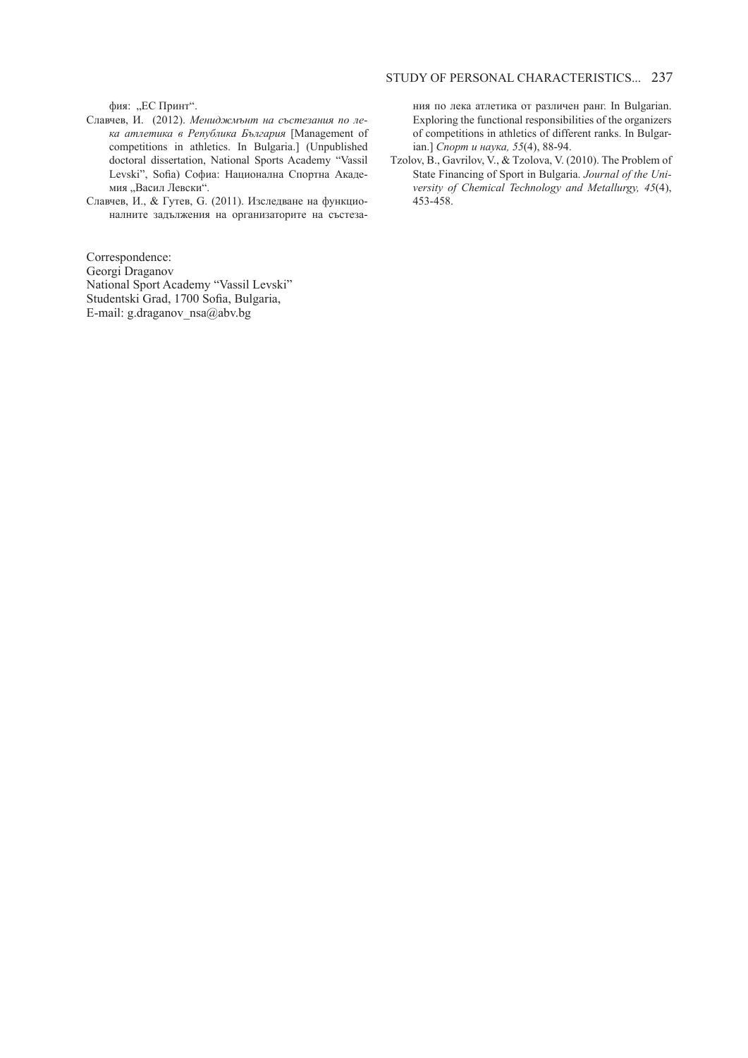фия: „ЕС Принт“.

Славчев, И. (2012). *Мениджмънт на състезания по лека атлетика в Република България* [Management of competitions in athletics. In Bulgaria.] (Unpublished doctoral dissertation, National Sports Academy "Vassil Levski", Sofia) София: Национална Спортна Академия „Васил Левски“.

Славчев, И., & Гутев, G. (2011). Изследване на функционалните задължения на организаторите на състезания по лека атлетика от различен ранг. In Bulgarian. Exploring the functional responsibilities of the organizers of competitions in athletics of different ranks. In Bulgarian.] *Спорт и наука, 55*(4), 88-94.

Tzolov, B., Gavrilov, V., & Tzolova, V. (2010). The Problem of State Financing of Sport in Bulgaria. *Journal of the University of Chemical Technology and Metallurgy, 45*(4), 453-458.

Correspondence:
Georgi Draganov
National Sport Academy "Vassil Levski"
Studentski Grad, 1700 Sofia, Bulgaria,
E-mail: g.draganov_nsa@abv.bg